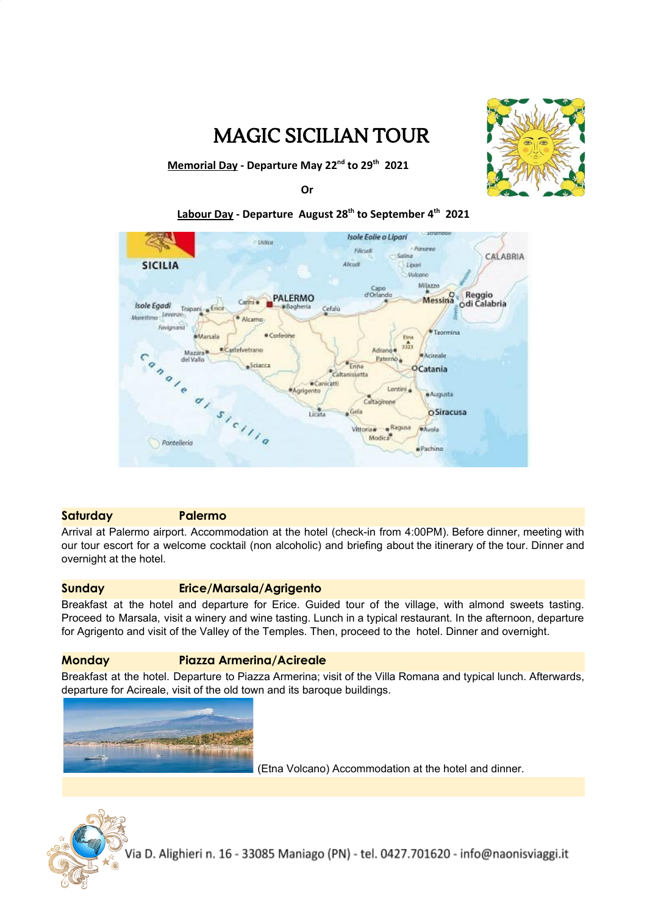# MAGIC SICILIAN TOUR

**Memorial Day - Departure May 22nd to 29th 2021**

**Or**

**Labour Day - Departure August 28th to September 4th 2021**

### Saturday — Palermo

Arrival at Palermo airport. Accommodation at the hotel (check-in from 4:00PM). Before dinner, meeting with our tour escort for a welcome cocktail (non alcoholic) and briefing about the itinerary of the tour. Dinner and overnight at the hotel.

### Sunday — Erice/Marsala/Agrigento

Breakfast at the hotel and departure for Erice. Guided tour of the village, with almond sweets tasting. Proceed to Marsala, visit a winery and wine tasting. Lunch in a typical restaurant. In the afternoon, departure for Agrigento and visit of the Valley of the Temples. Then, proceed to the hotel. Dinner and overnight.

### Monday — Piazza Armerina/Acireale

Breakfast at the hotel. Departure to Piazza Armerina; visit of the Villa Romana and typical lunch. Afterwards, departure for Acireale, visit of the old town and its baroque buildings.

(Etna Volcano) Accommodation at the hotel and dinner.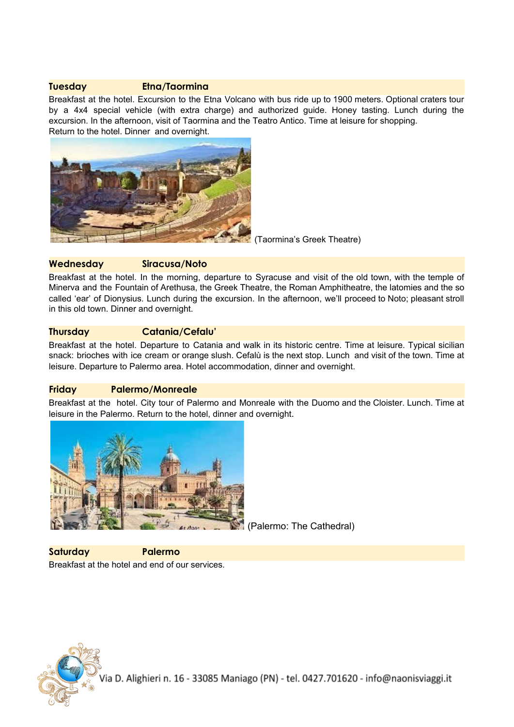## Tuesday Etna/Taormina

Breakfast at the hotel. Excursion to the Etna Volcano with bus ride up to 1900 meters. Optional craters tour by a 4x4 special vehicle (with extra charge) and authorized guide. Honey tasting. Lunch during the excursion. In the afternoon, visit of Taormina and the Teatro Antico. Time at leisure for shopping.
Return to the hotel. Dinner and overnight.

(Taormina's Greek Theatre)

## Wednesday Siracusa/Noto

Breakfast at the hotel. In the morning, departure to Syracuse and visit of the old town, with the temple of Minerva and the Fountain of Arethusa, the Greek Theatre, the Roman Amphitheatre, the latomies and the so called 'ear' of Dionysius. Lunch during the excursion. In the afternoon, we'll proceed to Noto; pleasant stroll in this old town. Dinner and overnight.

## Thursday Catania/Cefalu'

Breakfast at the hotel. Departure to Catania and walk in its historic centre. Time at leisure. Typical sicilian snack: brioches with ice cream or orange slush. Cefalù is the next stop. Lunch and visit of the town. Time at leisure. Departure to Palermo area. Hotel accommodation, dinner and overnight.

## Friday Palermo/Monreale

Breakfast at the hotel. City tour of Palermo and Monreale with the Duomo and the Cloister. Lunch. Time at leisure in the Palermo. Return to the hotel, dinner and overnight.

(Palermo: The Cathedral)

## Saturday Palermo

Breakfast at the hotel and end of our services.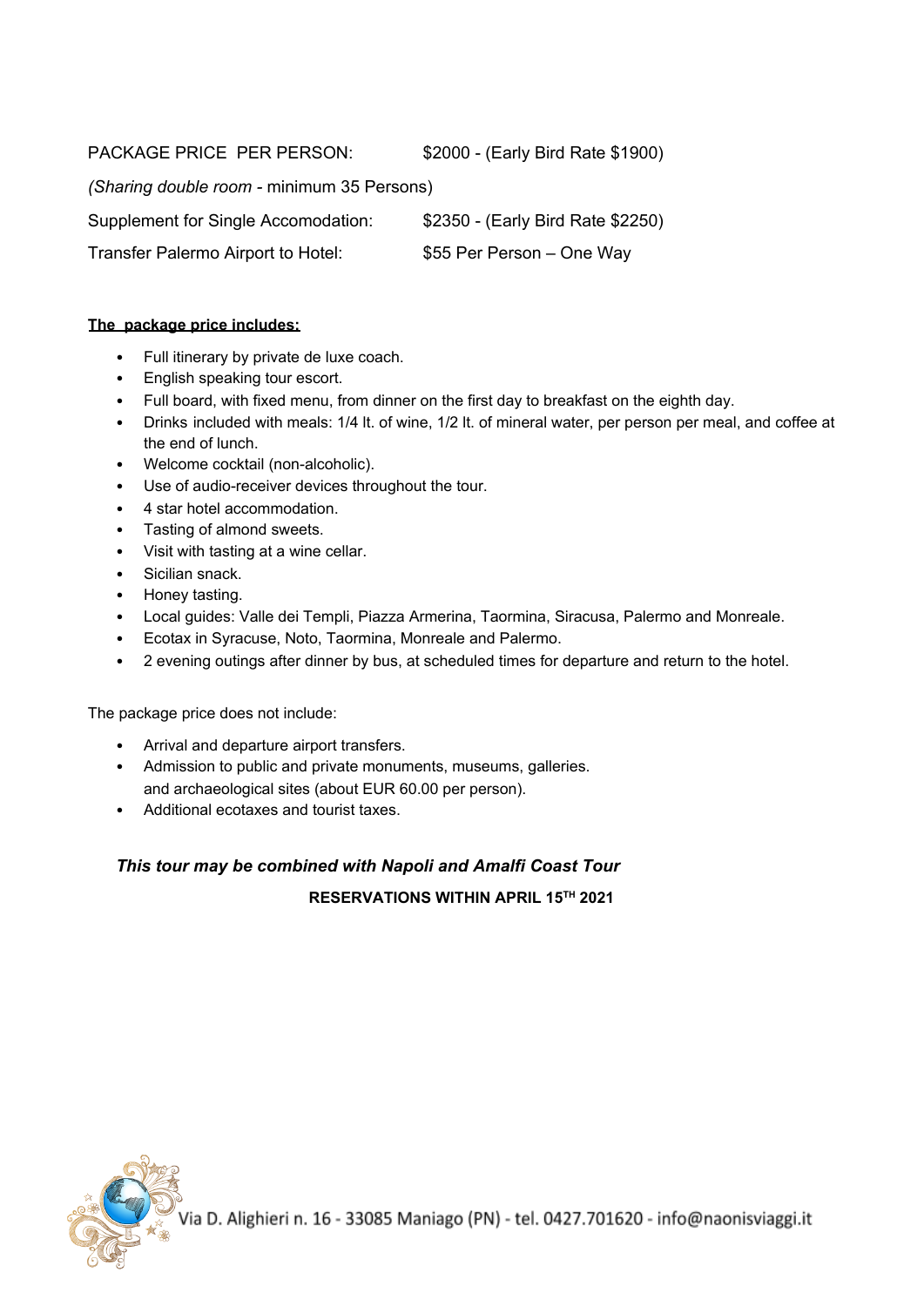| PACKAGE PRICE PER PERSON: | $2000 - (Early Bird Rate $1900) |
|---|---|
| *(Sharing double room* - minimum 35 Persons) | |
| Supplement for Single Accomodation: | $2350 - (Early Bird Rate $2250) |
| Transfer Palermo Airport to Hotel: | $55 Per Person – One Way |

**The package price includes:**

- Full itinerary by private de luxe coach.
- English speaking tour escort.
- Full board, with fixed menu, from dinner on the first day to breakfast on the eighth day.
- Drinks included with meals: 1/4 lt. of wine, 1/2 lt. of mineral water, per person per meal, and coffee at the end of lunch.
- Welcome cocktail (non-alcoholic).
- Use of audio-receiver devices throughout the tour.
- 4 star hotel accommodation.
- Tasting of almond sweets.
- Visit with tasting at a wine cellar.
- Sicilian snack.
- Honey tasting.
- Local guides: Valle dei Templi, Piazza Armerina, Taormina, Siracusa, Palermo and Monreale.
- Ecotax in Syracuse, Noto, Taormina, Monreale and Palermo.
- 2 evening outings after dinner by bus, at scheduled times for departure and return to the hotel.

The package price does not include:

- Arrival and departure airport transfers.
- Admission to public and private monuments, museums, galleries. and archaeological sites (about EUR 60.00 per person).
- Additional ecotaxes and tourist taxes.

***This tour may be combined with Napoli and Amalfi Coast Tour***

**RESERVATIONS WITHIN APRIL 15TH 2021**

Via D. Alighieri n. 16 - 33085 Maniago (PN) - tel. 0427.701620 - info@naonisviaggi.it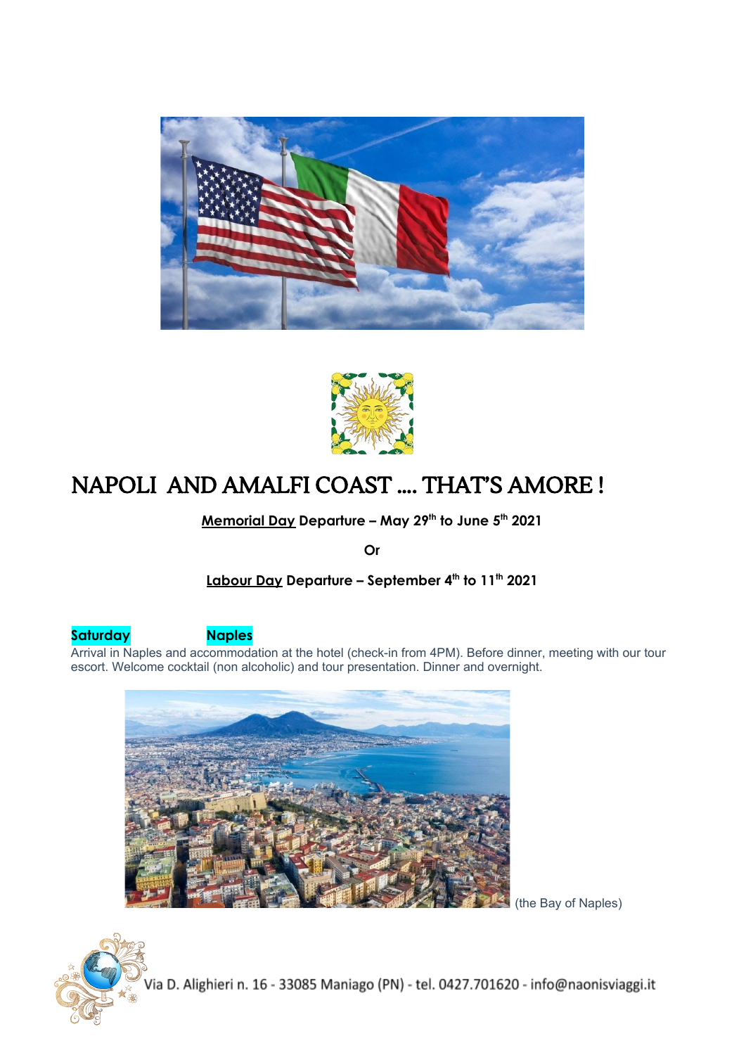# NAPOLI AND AMALFI COAST …. THAT'S AMORE !

**Memorial Day Departure – May 29th to June 5th 2021**

**Or**

**Labour Day Departure – September 4th to 11th 2021**

**Saturday** **Naples**

Arrival in Naples and accommodation at the hotel (check-in from 4PM). Before dinner, meeting with our tour escort. Welcome cocktail (non alcoholic) and tour presentation. Dinner and overnight.

(the Bay of Naples)

Via D. Alighieri n. 16 - 33085 Maniago (PN) - tel. 0427.701620 - info@naonisviaggi.it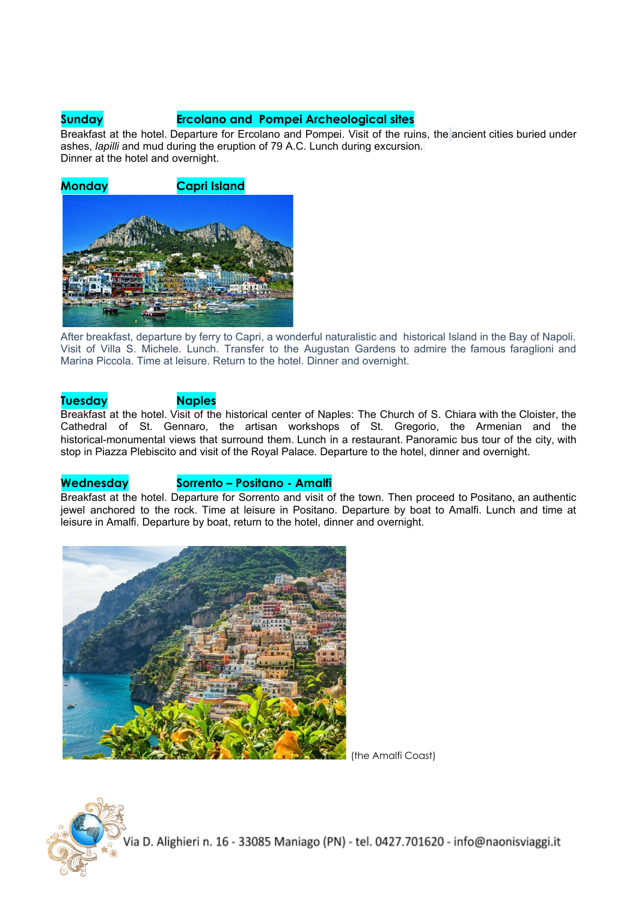**Sunday** **Ercolano and Pompei Archeological sites**

Breakfast at the hotel. Departure for Ercolano and Pompei. Visit of the ruins, the ancient cities buried under ashes, *lapilli* and mud during the eruption of 79 A.C. Lunch during excursion.
Dinner at the hotel and overnight.

**Monday** **Capri Island**

After breakfast, departure by ferry to Capri, a wonderful naturalistic and historical Island in the Bay of Napoli. Visit of Villa S. Michele. Lunch. Transfer to the Augustan Gardens to admire the famous faraglioni and Marina Piccola. Time at leisure. Return to the hotel. Dinner and overnight.

**Tuesday** **Naples**

Breakfast at the hotel. Visit of the historical center of Naples: The Church of S. Chiara with the Cloister, the Cathedral of St. Gennaro, the artisan workshops of St. Gregorio, the Armenian and the historical-monumental views that surround them. Lunch in a restaurant. Panoramic bus tour of the city, with stop in Piazza Plebiscito and visit of the Royal Palace. Departure to the hotel, dinner and overnight.

**Wednesday** **Sorrento – Positano - Amalfi**

Breakfast at the hotel. Departure for Sorrento and visit of the town. Then proceed to Positano, an authentic jewel anchored to the rock. Time at leisure in Positano. Departure by boat to Amalfi. Lunch and time at leisure in Amalfi. Departure by boat, return to the hotel, dinner and overnight.

(the Amalfi Coast)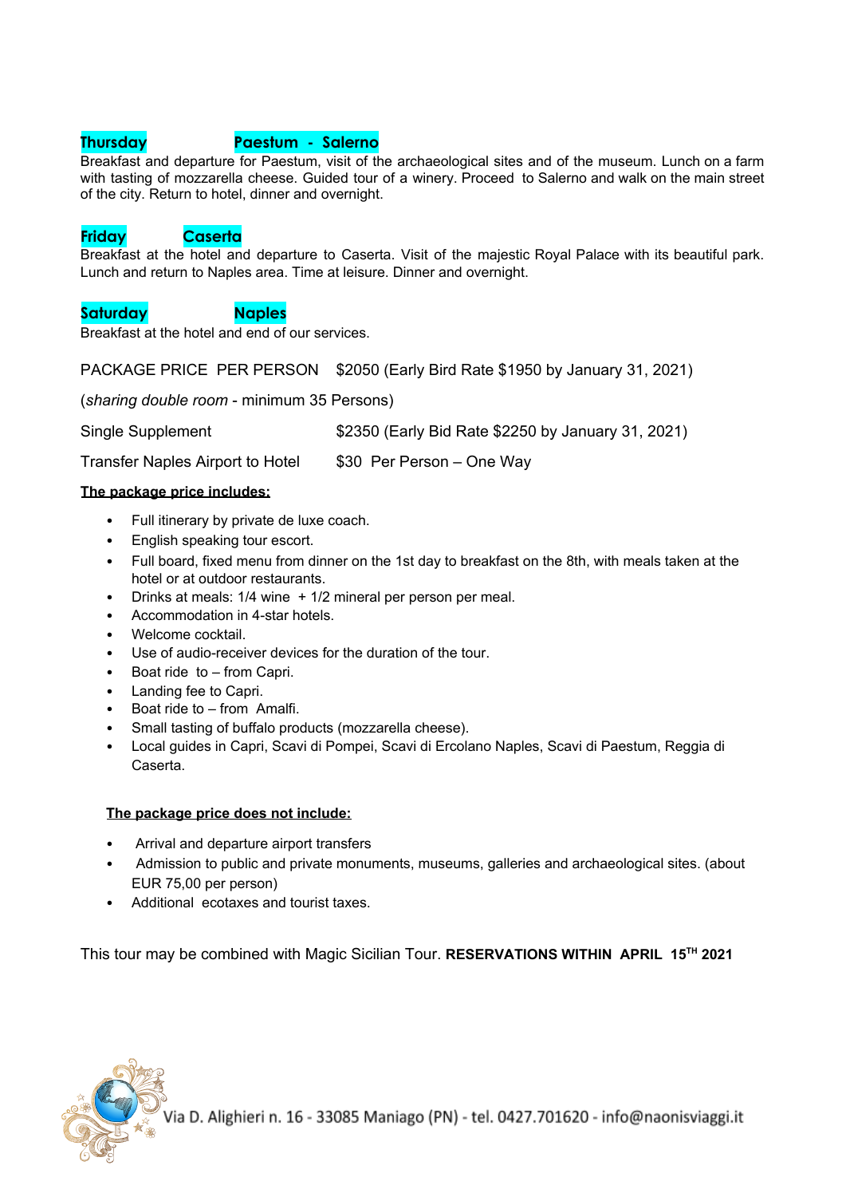**Thursday** **Paestum - Salerno**

Breakfast and departure for Paestum, visit of the archaeological sites and of the museum. Lunch on a farm with tasting of mozzarella cheese. Guided tour of a winery. Proceed to Salerno and walk on the main street of the city. Return to hotel, dinner and overnight.

**Friday** **Caserta**

Breakfast at the hotel and departure to Caserta. Visit of the majestic Royal Palace with its beautiful park. Lunch and return to Naples area. Time at leisure. Dinner and overnight.

**Saturday** **Naples**

Breakfast at the hotel and end of our services.

| | |
|---|---|
| PACKAGE PRICE PER PERSON | $2050 (Early Bird Rate $1950 by January 31, 2021) |
| (*sharing double room* - minimum 35 Persons) | |
| Single Supplement | $2350 (Early Bid Rate $2250 by January 31, 2021) |
| Transfer Naples Airport to Hotel | $30 Per Person – One Way |

**The package price includes:**

- Full itinerary by private de luxe coach.
- English speaking tour escort.
- Full board, fixed menu from dinner on the 1st day to breakfast on the 8th, with meals taken at the hotel or at outdoor restaurants.
- Drinks at meals: 1/4 wine + 1/2 mineral per person per meal.
- Accommodation in 4-star hotels.
- Welcome cocktail.
- Use of audio-receiver devices for the duration of the tour.
- Boat ride to – from Capri.
- Landing fee to Capri.
- Boat ride to – from Amalfi.
- Small tasting of buffalo products (mozzarella cheese).
- Local guides in Capri, Scavi di Pompei, Scavi di Ercolano Naples, Scavi di Paestum, Reggia di Caserta.

**The package price does not include:**

- Arrival and departure airport transfers
- Admission to public and private monuments, museums, galleries and archaeological sites. (about EUR 75,00 per person)
- Additional ecotaxes and tourist taxes.

This tour may be combined with Magic Sicilian Tour. **RESERVATIONS WITHIN APRIL 15TH 2021**

Via D. Alighieri n. 16 - 33085 Maniago (PN) - tel. 0427.701620 - info@naonisviaggi.it